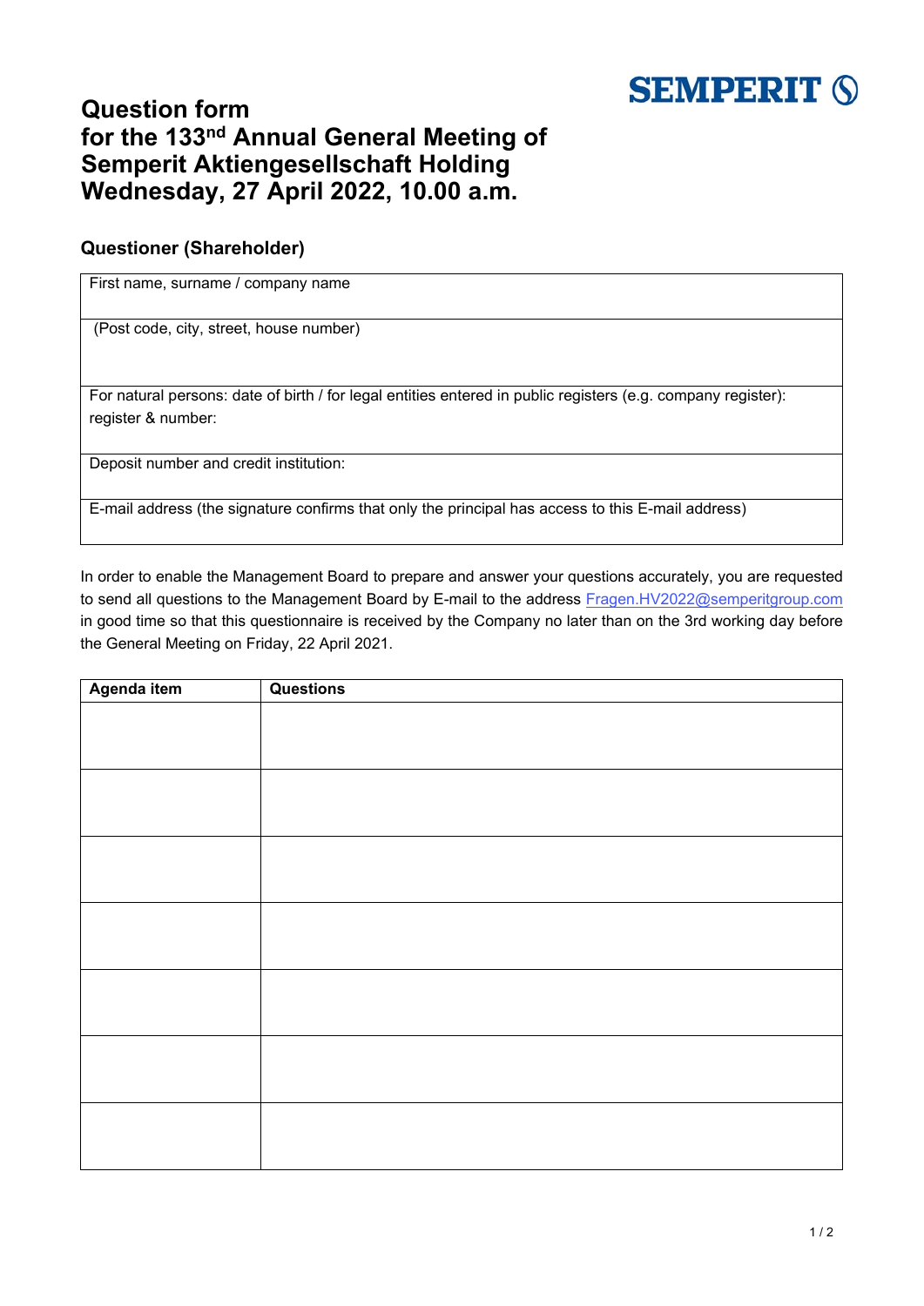SEMPERIT

# Question form for the 133nd Annual General Meeting of Semperit Aktiengesellschaft Holding Wednesday, 27 April 2022, 10.00 a.m.

## Questioner (Shareholder)

| First name, surname / company name |
|---|
| (Post code, city, street, house number) |
| For natural persons: date of birth / for legal entities entered in public registers (e.g. company register): register & number: |
| Deposit number and credit institution: |
| E-mail address (the signature confirms that only the principal has access to this E-mail address) |

In order to enable the Management Board to prepare and answer your questions accurately, you are requested to send all questions to the Management Board by E-mail to the address Fragen.HV2022@semperitgroup.com in good time so that this questionnaire is received by the Company no later than on the 3rd working day before the General Meeting on Friday, 22 April 2021.

| Agenda item | Questions |
|---|---|
| | |
| | |
| | |
| | |
| | |
| | |
| | |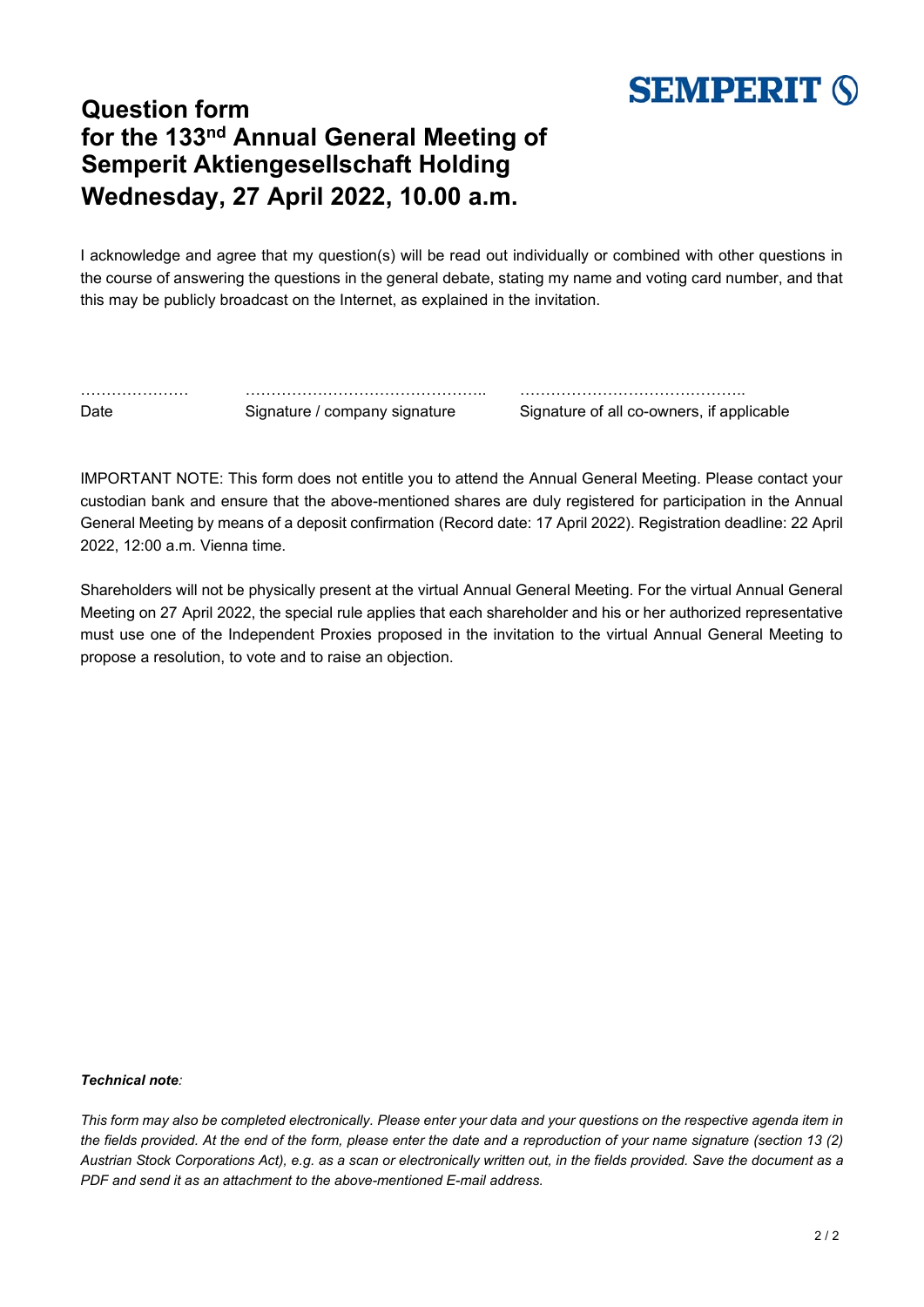SEMPERIT

# Question form for the 133[nd] Annual General Meeting of Semperit Aktiengesellschaft Holding Wednesday, 27 April 2022, 10.00 a.m.

I acknowledge and agree that my question(s) will be read out individually or combined with other questions in the course of answering the questions in the general debate, stating my name and voting card number, and that this may be publicly broadcast on the Internet, as explained in the invitation.

| | | |
|---|---|---|
| ………………… | ……………………………………….. | …………………………………….. |
| Date | Signature / company signature | Signature of all co-owners, if applicable |

IMPORTANT NOTE: This form does not entitle you to attend the Annual General Meeting. Please contact your custodian bank and ensure that the above-mentioned shares are duly registered for participation in the Annual General Meeting by means of a deposit confirmation (Record date: 17 April 2022). Registration deadline: 22 April 2022, 12:00 a.m. Vienna time.

Shareholders will not be physically present at the virtual Annual General Meeting. For the virtual Annual General Meeting on 27 April 2022, the special rule applies that each shareholder and his or her authorized representative must use one of the Independent Proxies proposed in the invitation to the virtual Annual General Meeting to propose a resolution, to vote and to raise an objection.

***Technical note***:

*This form may also be completed electronically. Please enter your data and your questions on the respective agenda item in the fields provided. At the end of the form, please enter the date and a reproduction of your name signature (section 13 (2) Austrian Stock Corporations Act), e.g. as a scan or electronically written out, in the fields provided. Save the document as a PDF and send it as an attachment to the above-mentioned E-mail address.*